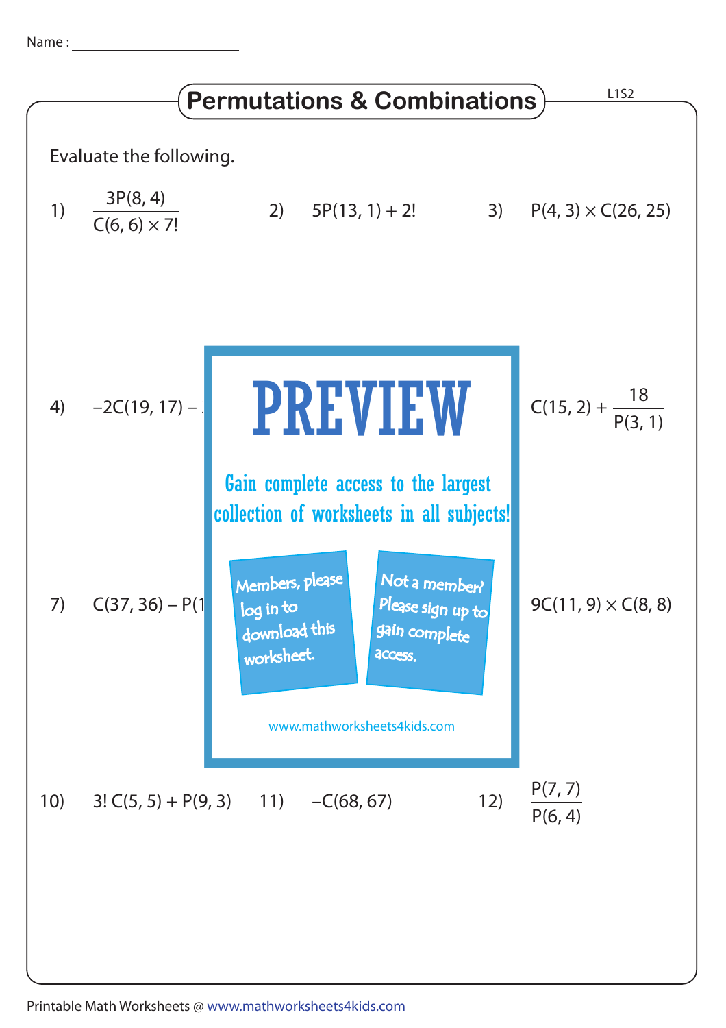Name : ____________________

# Permutations & Combinations

L1S2

Evaluate the following.

1) $\dfrac{3P(8, 4)}{C(6, 6) \times 7!}$

2) $5P(13, 1) + 2!$

3) $P(4, 3) \times C(26, 25)$

4) $-2C(19, 17) -$

$C(15, 2) + \dfrac{18}{P(3, 1)}$

# PREVIEW

Gain complete access to the largest collection of worksheets in all subjects!

Members, please log in to download this worksheet.

Not a member? Please sign up to gain complete access.

www.mathworksheets4kids.com

7) $C(37, 36) - P(1$

$9C(11, 9) \times C(8, 8)$

10) $3!\,C(5, 5) + P(9, 3)$

11) $-C(68, 67)$

12) $\dfrac{P(7, 7)}{P(6, 4)}$

Printable Math Worksheets @ www.mathworksheets4kids.com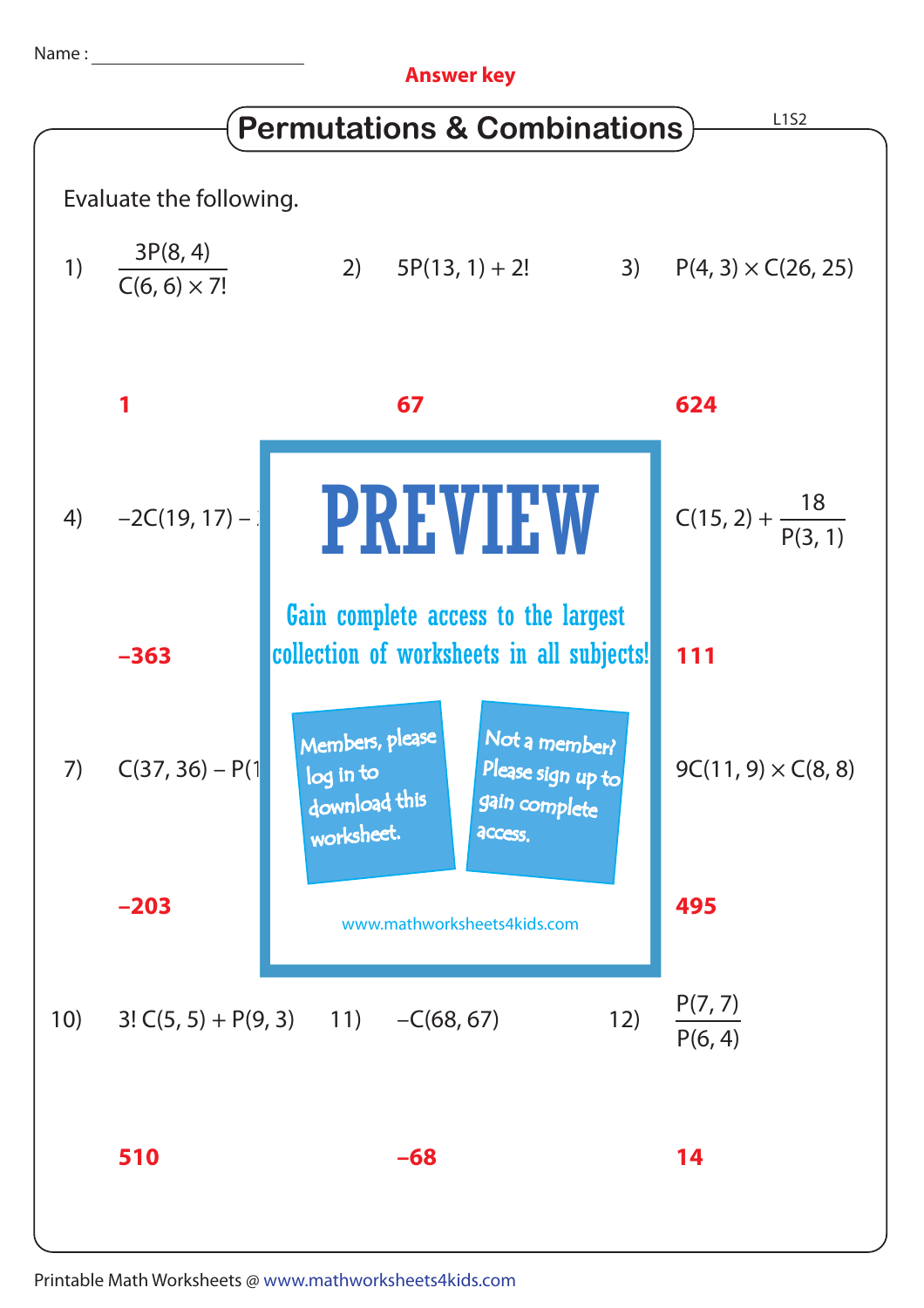Name : ____________________

**Answer key**

# Permutations & Combinations

L1S2

Evaluate the following.

1) $\dfrac{3P(8, 4)}{C(6, 6) \times 7!}$

**1**

2) $5P(13, 1) + 2!$

**67**

3) $P(4, 3) \times C(26, 25)$

**624**

4) $-2C(19, 17) -$

**–363**

6) $C(15, 2) + \dfrac{18}{P(3, 1)}$

**111**

7) $C(37, 36) - P(1$

**–203**

9) $9C(11, 9) \times C(8, 8)$

**495**

PREVIEW

Gain complete access to the largest collection of worksheets in all subjects!

Members, please log in to download this worksheet.

Not a member? Please sign up to gain complete access.

www.mathworksheets4kids.com

10) $3!\,C(5, 5) + P(9, 3)$

**510**

11) $-C(68, 67)$

**–68**

12) $\dfrac{P(7, 7)}{P(6, 4)}$

**14**